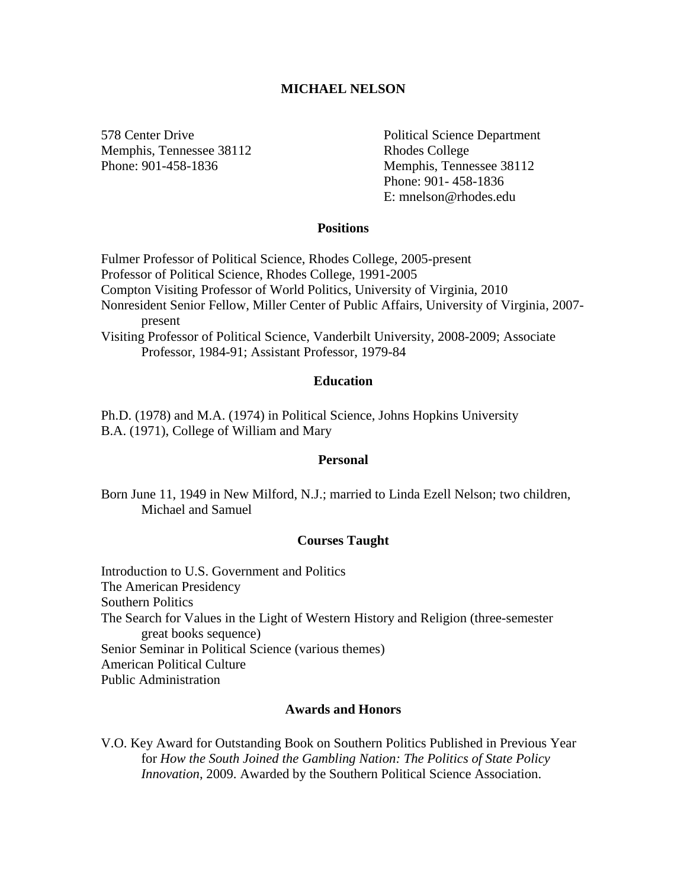# MICHAEL NELSON

578 Center Drive
Memphis, Tennessee 38112
Phone: 901-458-1836

Political Science Department
Rhodes College
Memphis, Tennessee 38112
Phone: 901- 458-1836
E: mnelson@rhodes.edu

## Positions

Fulmer Professor of Political Science, Rhodes College, 2005-present
Professor of Political Science, Rhodes College, 1991-2005
Compton Visiting Professor of World Politics, University of Virginia, 2010
Nonresident Senior Fellow, Miller Center of Public Affairs, University of Virginia, 2007-present
Visiting Professor of Political Science, Vanderbilt University, 2008-2009; Associate Professor, 1984-91; Assistant Professor, 1979-84

## Education

Ph.D. (1978) and M.A. (1974) in Political Science, Johns Hopkins University
B.A. (1971), College of William and Mary

## Personal

Born June 11, 1949 in New Milford, N.J.; married to Linda Ezell Nelson; two children, Michael and Samuel

## Courses Taught

Introduction to U.S. Government and Politics
The American Presidency
Southern Politics
The Search for Values in the Light of Western History and Religion (three-semester great books sequence)
Senior Seminar in Political Science (various themes)
American Political Culture
Public Administration

## Awards and Honors

V.O. Key Award for Outstanding Book on Southern Politics Published in Previous Year for *How the South Joined the Gambling Nation: The Politics of State Policy Innovation*, 2009. Awarded by the Southern Political Science Association.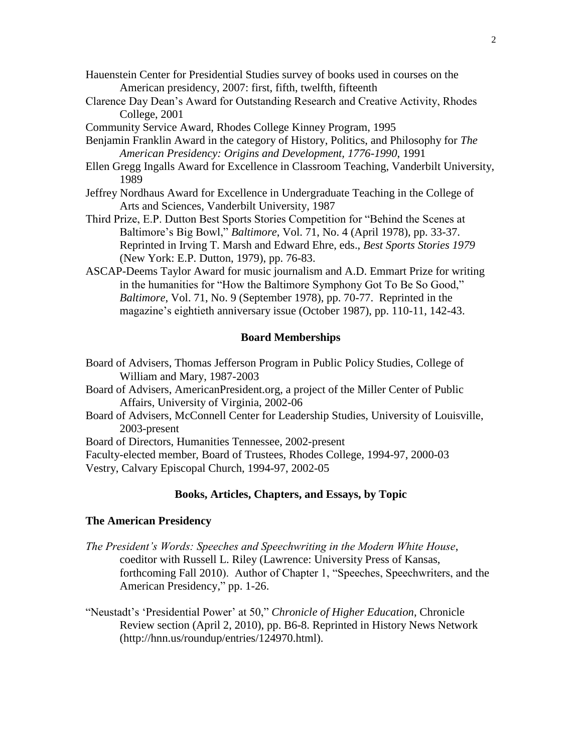Hauenstein Center for Presidential Studies survey of books used in courses on the American presidency, 2007: first, fifth, twelfth, fifteenth

Clarence Day Dean's Award for Outstanding Research and Creative Activity, Rhodes College, 2001

Community Service Award, Rhodes College Kinney Program, 1995

Benjamin Franklin Award in the category of History, Politics, and Philosophy for *The American Presidency: Origins and Development, 1776-1990*, 1991

Ellen Gregg Ingalls Award for Excellence in Classroom Teaching, Vanderbilt University, 1989

Jeffrey Nordhaus Award for Excellence in Undergraduate Teaching in the College of Arts and Sciences, Vanderbilt University, 1987

Third Prize, E.P. Dutton Best Sports Stories Competition for "Behind the Scenes at Baltimore's Big Bowl," *Baltimore*, Vol. 71, No. 4 (April 1978), pp. 33-37. Reprinted in Irving T. Marsh and Edward Ehre, eds., *Best Sports Stories 1979* (New York: E.P. Dutton, 1979), pp. 76-83.

ASCAP-Deems Taylor Award for music journalism and A.D. Emmart Prize for writing in the humanities for "How the Baltimore Symphony Got To Be So Good," *Baltimore*, Vol. 71, No. 9 (September 1978), pp. 70-77. Reprinted in the magazine's eightieth anniversary issue (October 1987), pp. 110-11, 142-43.

## Board Memberships

Board of Advisers, Thomas Jefferson Program in Public Policy Studies, College of William and Mary, 1987-2003

Board of Advisers, AmericanPresident.org, a project of the Miller Center of Public Affairs, University of Virginia, 2002-06

Board of Advisers, McConnell Center for Leadership Studies, University of Louisville, 2003-present

Board of Directors, Humanities Tennessee, 2002-present

Faculty-elected member, Board of Trustees, Rhodes College, 1994-97, 2000-03

Vestry, Calvary Episcopal Church, 1994-97, 2002-05

## Books, Articles, Chapters, and Essays, by Topic

### The American Presidency

*The President's Words: Speeches and Speechwriting in the Modern White House*, coeditor with Russell L. Riley (Lawrence: University Press of Kansas, forthcoming Fall 2010). Author of Chapter 1, "Speeches, Speechwriters, and the American Presidency," pp. 1-26.

"Neustadt's 'Presidential Power' at 50," *Chronicle of Higher Education*, Chronicle Review section (April 2, 2010), pp. B6-8. Reprinted in History News Network (http://hnn.us/roundup/entries/124970.html).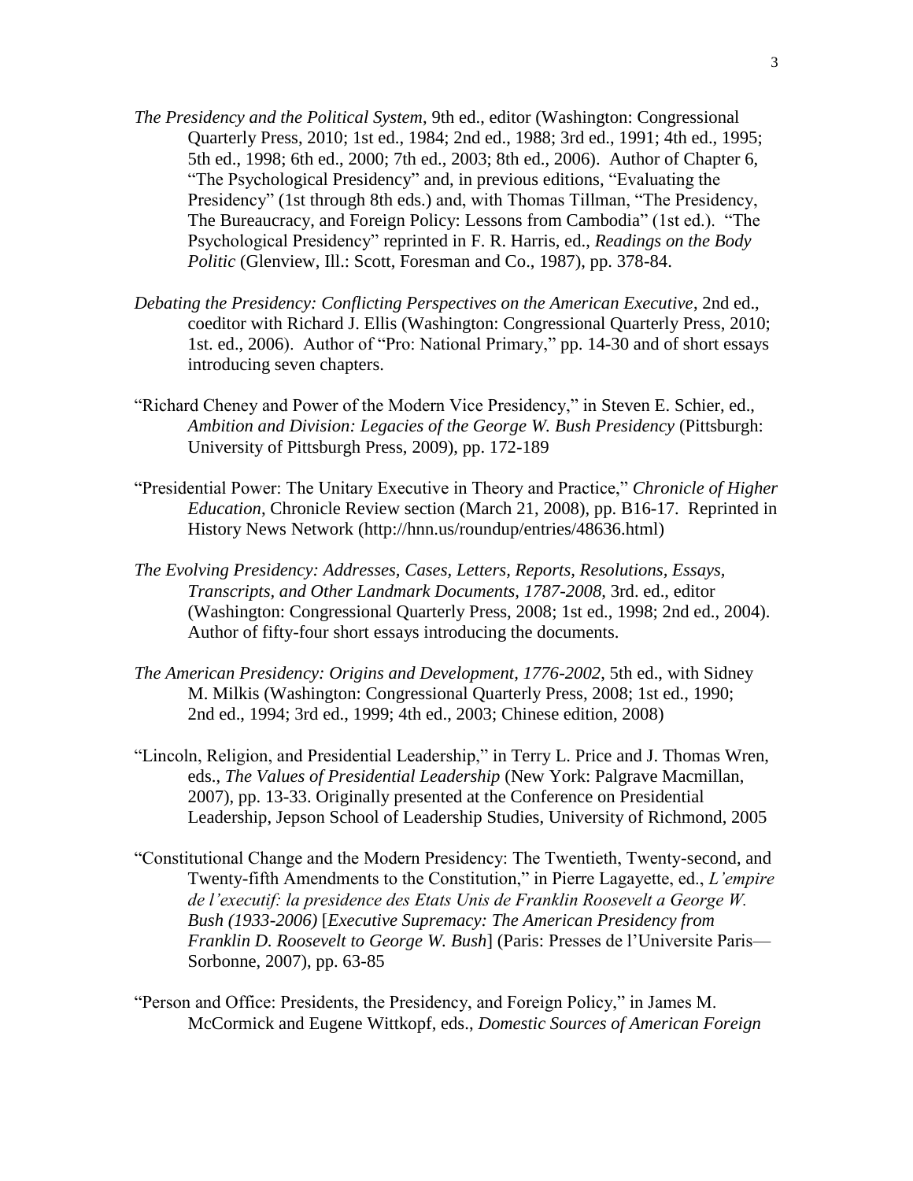*The Presidency and the Political System*, 9th ed., editor (Washington: Congressional Quarterly Press, 2010; 1st ed., 1984; 2nd ed., 1988; 3rd ed., 1991; 4th ed., 1995; 5th ed., 1998; 6th ed., 2000; 7th ed., 2003; 8th ed., 2006). Author of Chapter 6, "The Psychological Presidency" and, in previous editions, "Evaluating the Presidency" (1st through 8th eds.) and, with Thomas Tillman, "The Presidency, The Bureaucracy, and Foreign Policy: Lessons from Cambodia" (1st ed.). "The Psychological Presidency" reprinted in F. R. Harris, ed., *Readings on the Body Politic* (Glenview, Ill.: Scott, Foresman and Co., 1987), pp. 378-84.

*Debating the Presidency: Conflicting Perspectives on the American Executive*, 2nd ed., coeditor with Richard J. Ellis (Washington: Congressional Quarterly Press, 2010; 1st. ed., 2006). Author of "Pro: National Primary," pp. 14-30 and of short essays introducing seven chapters.

"Richard Cheney and Power of the Modern Vice Presidency," in Steven E. Schier, ed., *Ambition and Division: Legacies of the George W. Bush Presidency* (Pittsburgh: University of Pittsburgh Press, 2009), pp. 172-189

"Presidential Power: The Unitary Executive in Theory and Practice," *Chronicle of Higher Education*, Chronicle Review section (March 21, 2008), pp. B16-17. Reprinted in History News Network (http://hnn.us/roundup/entries/48636.html)

*The Evolving Presidency: Addresses, Cases, Letters, Reports, Resolutions, Essays, Transcripts, and Other Landmark Documents, 1787-2008*, 3rd. ed., editor (Washington: Congressional Quarterly Press, 2008; 1st ed., 1998; 2nd ed., 2004). Author of fifty-four short essays introducing the documents.

*The American Presidency: Origins and Development, 1776-2002*, 5th ed., with Sidney M. Milkis (Washington: Congressional Quarterly Press, 2008; 1st ed., 1990; 2nd ed., 1994; 3rd ed., 1999; 4th ed., 2003; Chinese edition, 2008)

"Lincoln, Religion, and Presidential Leadership," in Terry L. Price and J. Thomas Wren, eds., *The Values of Presidential Leadership* (New York: Palgrave Macmillan, 2007), pp. 13-33. Originally presented at the Conference on Presidential Leadership, Jepson School of Leadership Studies, University of Richmond, 2005

"Constitutional Change and the Modern Presidency: The Twentieth, Twenty-second, and Twenty-fifth Amendments to the Constitution," in Pierre Lagayette, ed., *L'empire de l'executif: la presidence des Etats Unis de Franklin Roosevelt a George W. Bush (1933-2006)* [*Executive Supremacy: The American Presidency from Franklin D. Roosevelt to George W. Bush*] (Paris: Presses de l'Universite Paris—Sorbonne, 2007), pp. 63-85

"Person and Office: Presidents, the Presidency, and Foreign Policy," in James M. McCormick and Eugene Wittkopf, eds., *Domestic Sources of American Foreign*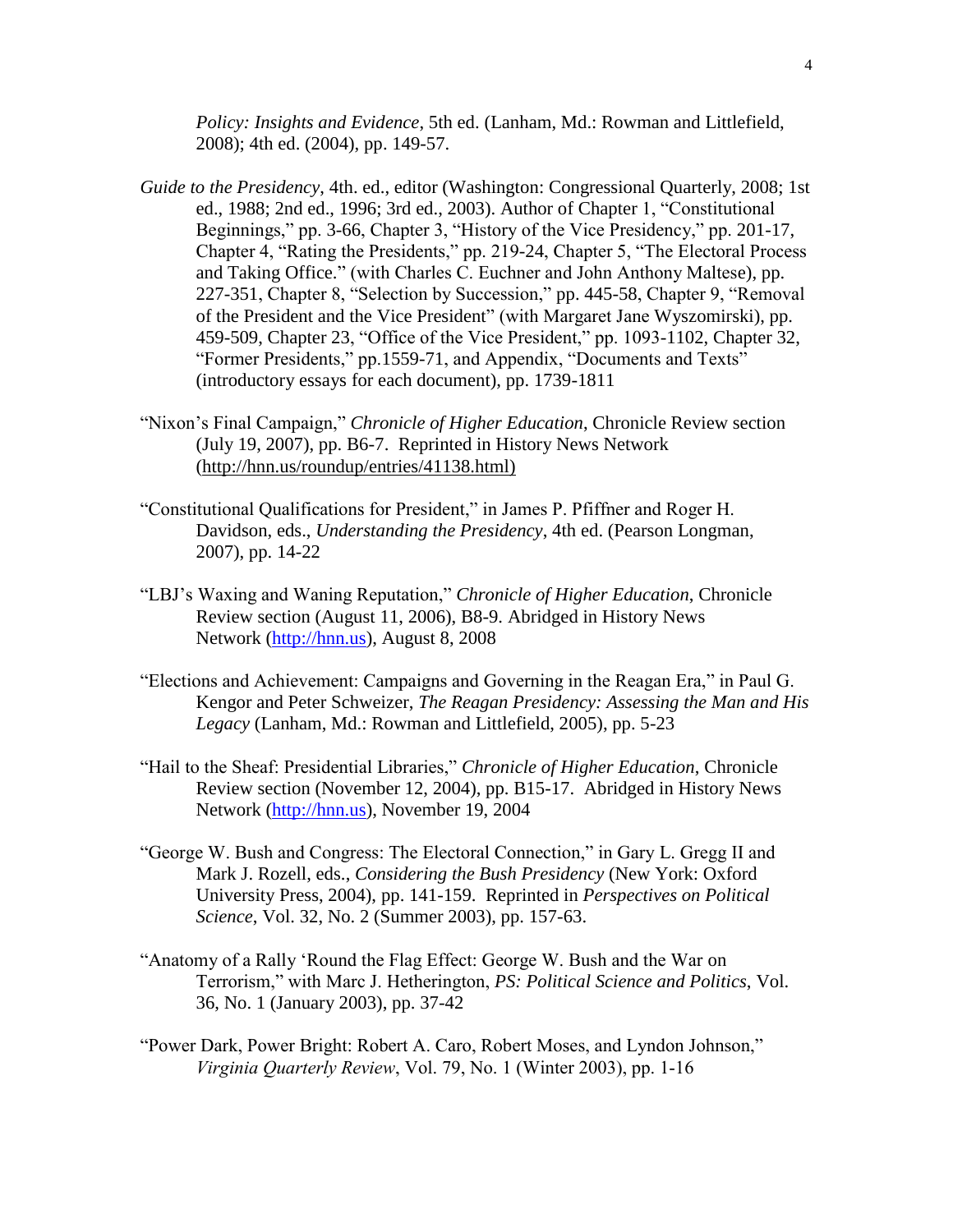*Policy: Insights and Evidence*, 5th ed. (Lanham, Md.: Rowman and Littlefield, 2008); 4th ed. (2004), pp. 149-57.

*Guide to the Presidency*, 4th. ed., editor (Washington: Congressional Quarterly, 2008; 1st ed., 1988; 2nd ed., 1996; 3rd ed., 2003). Author of Chapter 1, "Constitutional Beginnings," pp. 3-66, Chapter 3, "History of the Vice Presidency," pp. 201-17, Chapter 4, "Rating the Presidents," pp. 219-24, Chapter 5, "The Electoral Process and Taking Office." (with Charles C. Euchner and John Anthony Maltese), pp. 227-351, Chapter 8, "Selection by Succession," pp. 445-58, Chapter 9, "Removal of the President and the Vice President" (with Margaret Jane Wyszomirski), pp. 459-509, Chapter 23, "Office of the Vice President," pp. 1093-1102, Chapter 32, "Former Presidents," pp.1559-71, and Appendix, "Documents and Texts" (introductory essays for each document), pp. 1739-1811

"Nixon's Final Campaign," *Chronicle of Higher Education*, Chronicle Review section (July 19, 2007), pp. B6-7. Reprinted in History News Network (http://hnn.us/roundup/entries/41138.html)

"Constitutional Qualifications for President," in James P. Pfiffner and Roger H. Davidson, eds., *Understanding the Presidency*, 4th ed. (Pearson Longman, 2007), pp. 14-22

"LBJ's Waxing and Waning Reputation," *Chronicle of Higher Education*, Chronicle Review section (August 11, 2006), B8-9. Abridged in History News Network (http://hnn.us), August 8, 2008

"Elections and Achievement: Campaigns and Governing in the Reagan Era," in Paul G. Kengor and Peter Schweizer, *The Reagan Presidency: Assessing the Man and His Legacy* (Lanham, Md.: Rowman and Littlefield, 2005), pp. 5-23

"Hail to the Sheaf: Presidential Libraries," *Chronicle of Higher Education*, Chronicle Review section (November 12, 2004), pp. B15-17. Abridged in History News Network (http://hnn.us), November 19, 2004

"George W. Bush and Congress: The Electoral Connection," in Gary L. Gregg II and Mark J. Rozell, eds., *Considering the Bush Presidency* (New York: Oxford University Press, 2004), pp. 141-159. Reprinted in *Perspectives on Political Science*, Vol. 32, No. 2 (Summer 2003), pp. 157-63.

"Anatomy of a Rally 'Round the Flag Effect: George W. Bush and the War on Terrorism," with Marc J. Hetherington, *PS: Political Science and Politics*, Vol. 36, No. 1 (January 2003), pp. 37-42

"Power Dark, Power Bright: Robert A. Caro, Robert Moses, and Lyndon Johnson," *Virginia Quarterly Review*, Vol. 79, No. 1 (Winter 2003), pp. 1-16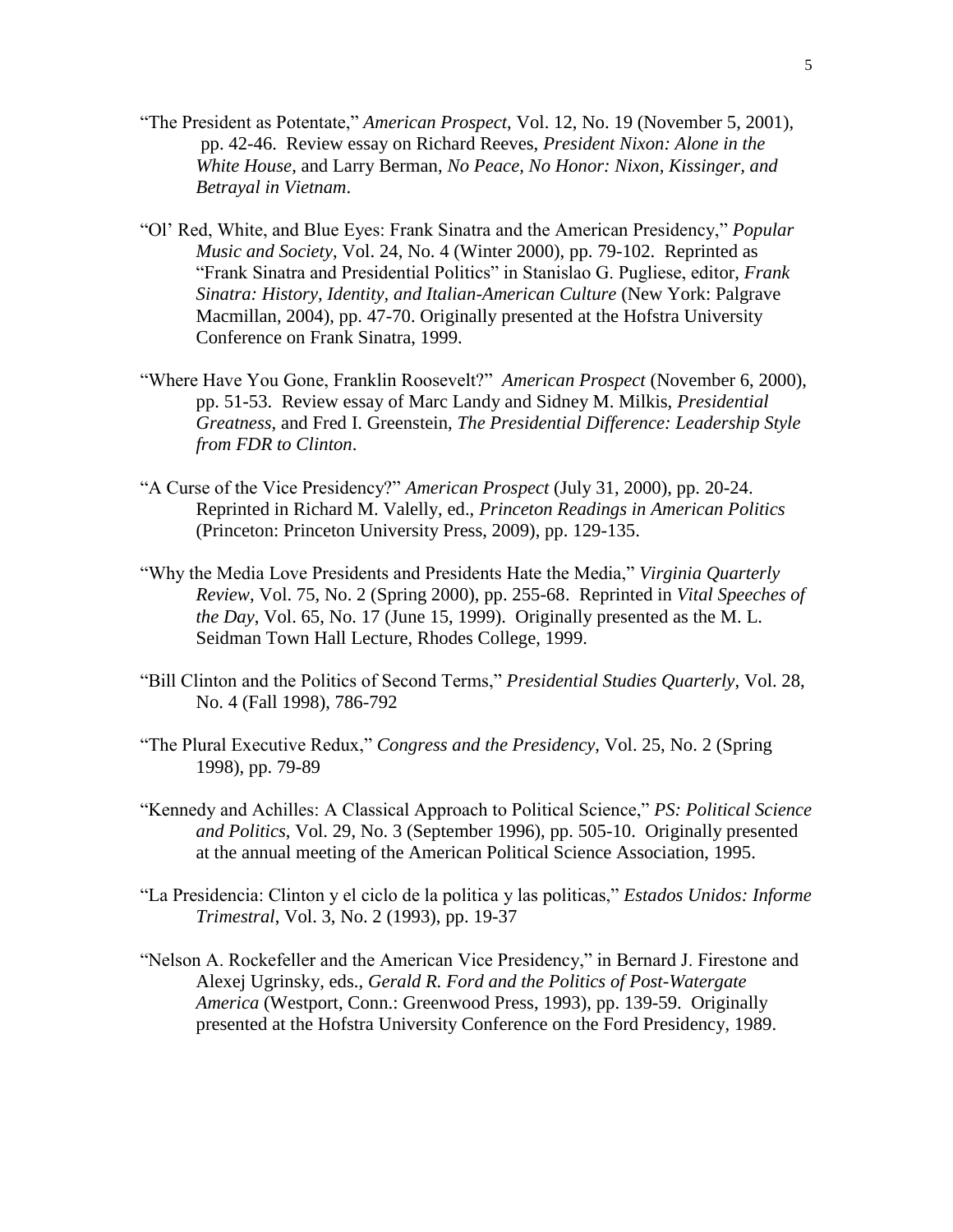"The President as Potentate," *American Prospect*, Vol. 12, No. 19 (November 5, 2001), pp. 42-46. Review essay on Richard Reeves, *President Nixon: Alone in the White House*, and Larry Berman, *No Peace, No Honor: Nixon, Kissinger, and Betrayal in Vietnam*.

"Ol' Red, White, and Blue Eyes: Frank Sinatra and the American Presidency," *Popular Music and Society*, Vol. 24, No. 4 (Winter 2000), pp. 79-102. Reprinted as "Frank Sinatra and Presidential Politics" in Stanislao G. Pugliese, editor, *Frank Sinatra: History, Identity, and Italian-American Culture* (New York: Palgrave Macmillan, 2004), pp. 47-70. Originally presented at the Hofstra University Conference on Frank Sinatra, 1999.

"Where Have You Gone, Franklin Roosevelt?" *American Prospect* (November 6, 2000), pp. 51-53. Review essay of Marc Landy and Sidney M. Milkis, *Presidential Greatness*, and Fred I. Greenstein, *The Presidential Difference: Leadership Style from FDR to Clinton*.

"A Curse of the Vice Presidency?" *American Prospect* (July 31, 2000), pp. 20-24. Reprinted in Richard M. Valelly, ed., *Princeton Readings in American Politics* (Princeton: Princeton University Press, 2009), pp. 129-135.

"Why the Media Love Presidents and Presidents Hate the Media," *Virginia Quarterly Review*, Vol. 75, No. 2 (Spring 2000), pp. 255-68. Reprinted in *Vital Speeches of the Day*, Vol. 65, No. 17 (June 15, 1999). Originally presented as the M. L. Seidman Town Hall Lecture, Rhodes College, 1999.

"Bill Clinton and the Politics of Second Terms," *Presidential Studies Quarterly*, Vol. 28, No. 4 (Fall 1998), 786-792

"The Plural Executive Redux," *Congress and the Presidency*, Vol. 25, No. 2 (Spring 1998), pp. 79-89

"Kennedy and Achilles: A Classical Approach to Political Science," *PS: Political Science and Politics*, Vol. 29, No. 3 (September 1996), pp. 505-10. Originally presented at the annual meeting of the American Political Science Association, 1995.

"La Presidencia: Clinton y el ciclo de la politica y las politicas," *Estados Unidos: Informe Trimestral*, Vol. 3, No. 2 (1993), pp. 19-37

"Nelson A. Rockefeller and the American Vice Presidency," in Bernard J. Firestone and Alexej Ugrinsky, eds., *Gerald R. Ford and the Politics of Post-Watergate America* (Westport, Conn.: Greenwood Press, 1993), pp. 139-59. Originally presented at the Hofstra University Conference on the Ford Presidency, 1989.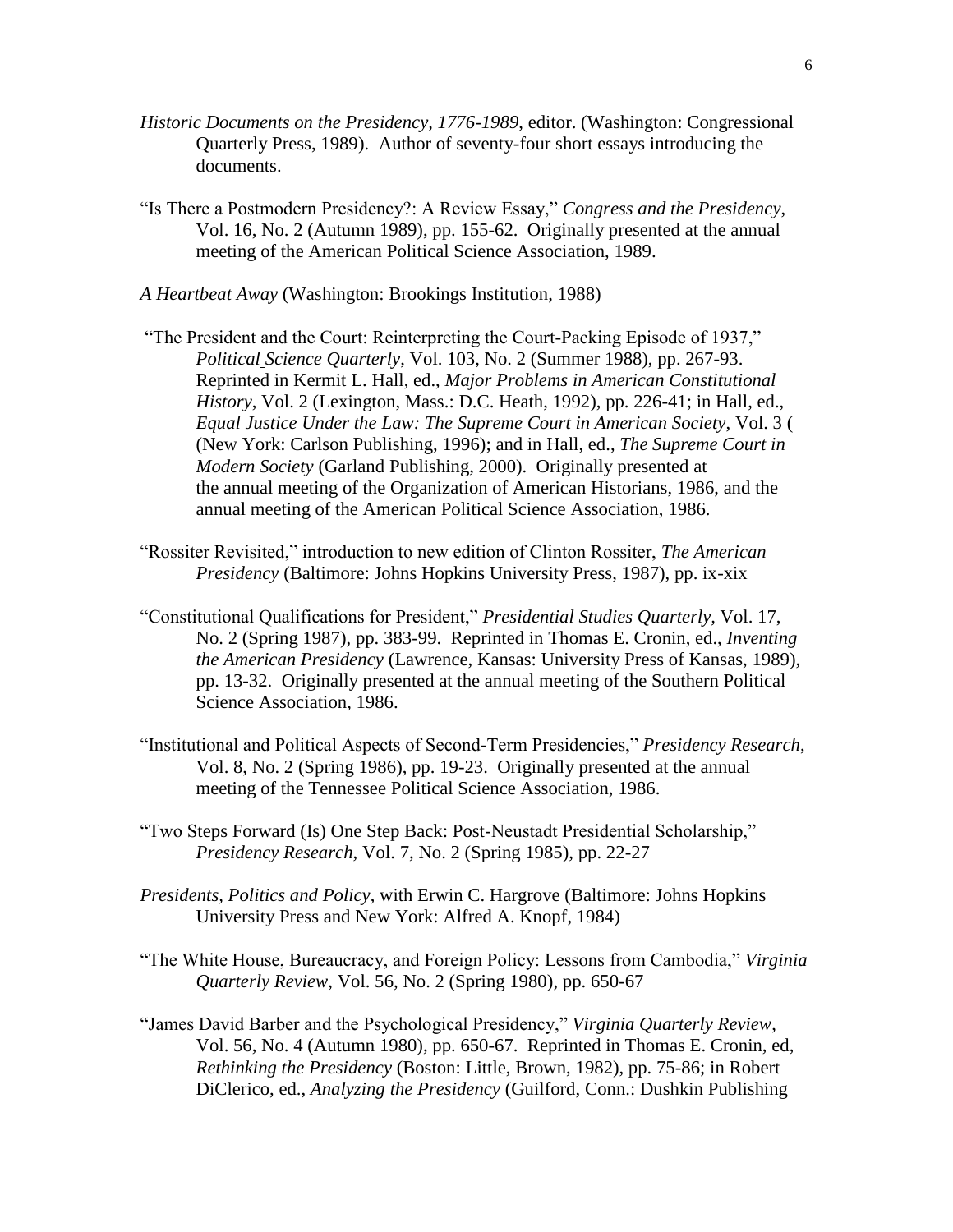*Historic Documents on the Presidency, 1776-1989*, editor. (Washington: Congressional Quarterly Press, 1989). Author of seventy-four short essays introducing the documents.

"Is There a Postmodern Presidency?: A Review Essay," *Congress and the Presidency*, Vol. 16, No. 2 (Autumn 1989), pp. 155-62. Originally presented at the annual meeting of the American Political Science Association, 1989.

*A Heartbeat Away* (Washington: Brookings Institution, 1988)

"The President and the Court: Reinterpreting the Court-Packing Episode of 1937," *Political Science Quarterly*, Vol. 103, No. 2 (Summer 1988), pp. 267-93. Reprinted in Kermit L. Hall, ed., *Major Problems in American Constitutional History*, Vol. 2 (Lexington, Mass.: D.C. Heath, 1992), pp. 226-41; in Hall, ed., *Equal Justice Under the Law: The Supreme Court in American Society*, Vol. 3 ( (New York: Carlson Publishing, 1996); and in Hall, ed., *The Supreme Court in Modern Society* (Garland Publishing, 2000). Originally presented at the annual meeting of the Organization of American Historians, 1986, and the annual meeting of the American Political Science Association, 1986.

"Rossiter Revisited," introduction to new edition of Clinton Rossiter, *The American Presidency* (Baltimore: Johns Hopkins University Press, 1987), pp. ix-xix

"Constitutional Qualifications for President," *Presidential Studies Quarterly*, Vol. 17, No. 2 (Spring 1987), pp. 383-99. Reprinted in Thomas E. Cronin, ed., *Inventing the American Presidency* (Lawrence, Kansas: University Press of Kansas, 1989), pp. 13-32. Originally presented at the annual meeting of the Southern Political Science Association, 1986.

"Institutional and Political Aspects of Second-Term Presidencies," *Presidency Research*, Vol. 8, No. 2 (Spring 1986), pp. 19-23. Originally presented at the annual meeting of the Tennessee Political Science Association, 1986.

"Two Steps Forward (Is) One Step Back: Post-Neustadt Presidential Scholarship," *Presidency Research*, Vol. 7, No. 2 (Spring 1985), pp. 22-27

*Presidents, Politics and Policy*, with Erwin C. Hargrove (Baltimore: Johns Hopkins University Press and New York: Alfred A. Knopf, 1984)

"The White House, Bureaucracy, and Foreign Policy: Lessons from Cambodia," *Virginia Quarterly Review*, Vol. 56, No. 2 (Spring 1980), pp. 650-67

"James David Barber and the Psychological Presidency," *Virginia Quarterly Review*, Vol. 56, No. 4 (Autumn 1980), pp. 650-67. Reprinted in Thomas E. Cronin, ed, *Rethinking the Presidency* (Boston: Little, Brown, 1982), pp. 75-86; in Robert DiClerico, ed., *Analyzing the Presidency* (Guilford, Conn.: Dushkin Publishing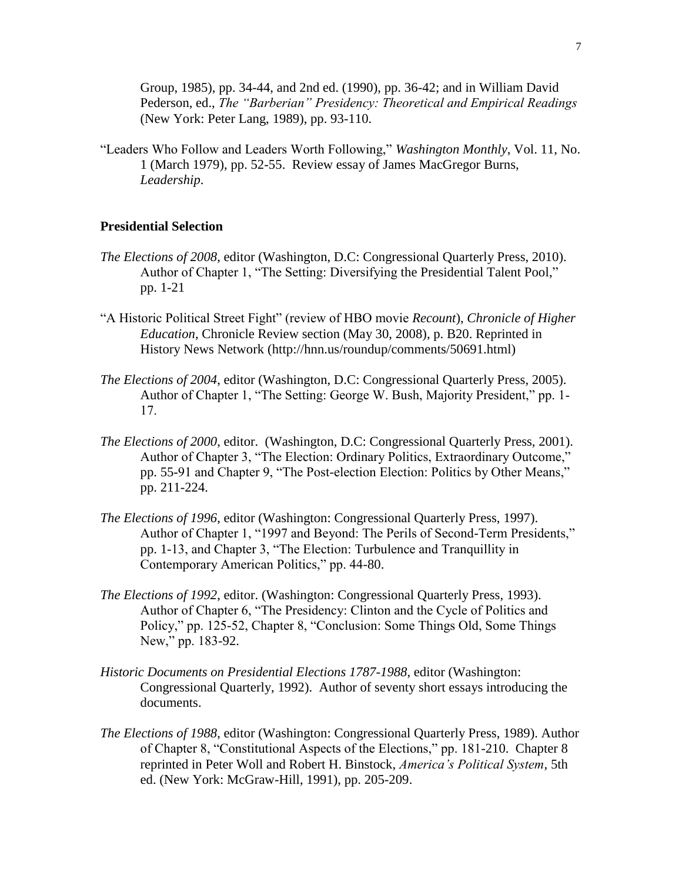Group, 1985), pp. 34-44, and 2nd ed. (1990), pp. 36-42; and in William David Pederson, ed., *The "Barberian" Presidency: Theoretical and Empirical Readings* (New York: Peter Lang, 1989), pp. 93-110.

"Leaders Who Follow and Leaders Worth Following," *Washington Monthly*, Vol. 11, No. 1 (March 1979), pp. 52-55. Review essay of James MacGregor Burns, *Leadership*.

**Presidential Selection**

*The Elections of 2008*, editor (Washington, D.C: Congressional Quarterly Press, 2010). Author of Chapter 1, "The Setting: Diversifying the Presidential Talent Pool," pp. 1-21

"A Historic Political Street Fight" (review of HBO movie *Recount*), *Chronicle of Higher Education*, Chronicle Review section (May 30, 2008), p. B20. Reprinted in History News Network (http://hnn.us/roundup/comments/50691.html)

*The Elections of 2004*, editor (Washington, D.C: Congressional Quarterly Press, 2005). Author of Chapter 1, "The Setting: George W. Bush, Majority President," pp. 1-17.

*The Elections of 2000*, editor. (Washington, D.C: Congressional Quarterly Press, 2001). Author of Chapter 3, "The Election: Ordinary Politics, Extraordinary Outcome," pp. 55-91 and Chapter 9, "The Post-election Election: Politics by Other Means," pp. 211-224.

*The Elections of 1996*, editor (Washington: Congressional Quarterly Press, 1997). Author of Chapter 1, "1997 and Beyond: The Perils of Second-Term Presidents," pp. 1-13, and Chapter 3, "The Election: Turbulence and Tranquillity in Contemporary American Politics," pp. 44-80.

*The Elections of 1992*, editor. (Washington: Congressional Quarterly Press, 1993). Author of Chapter 6, "The Presidency: Clinton and the Cycle of Politics and Policy," pp. 125-52, Chapter 8, "Conclusion: Some Things Old, Some Things New," pp. 183-92.

*Historic Documents on Presidential Elections 1787-1988*, editor (Washington: Congressional Quarterly, 1992). Author of seventy short essays introducing the documents.

*The Elections of 1988*, editor (Washington: Congressional Quarterly Press, 1989). Author of Chapter 8, "Constitutional Aspects of the Elections," pp. 181-210. Chapter 8 reprinted in Peter Woll and Robert H. Binstock, *America's Political System*, 5th ed. (New York: McGraw-Hill, 1991), pp. 205-209.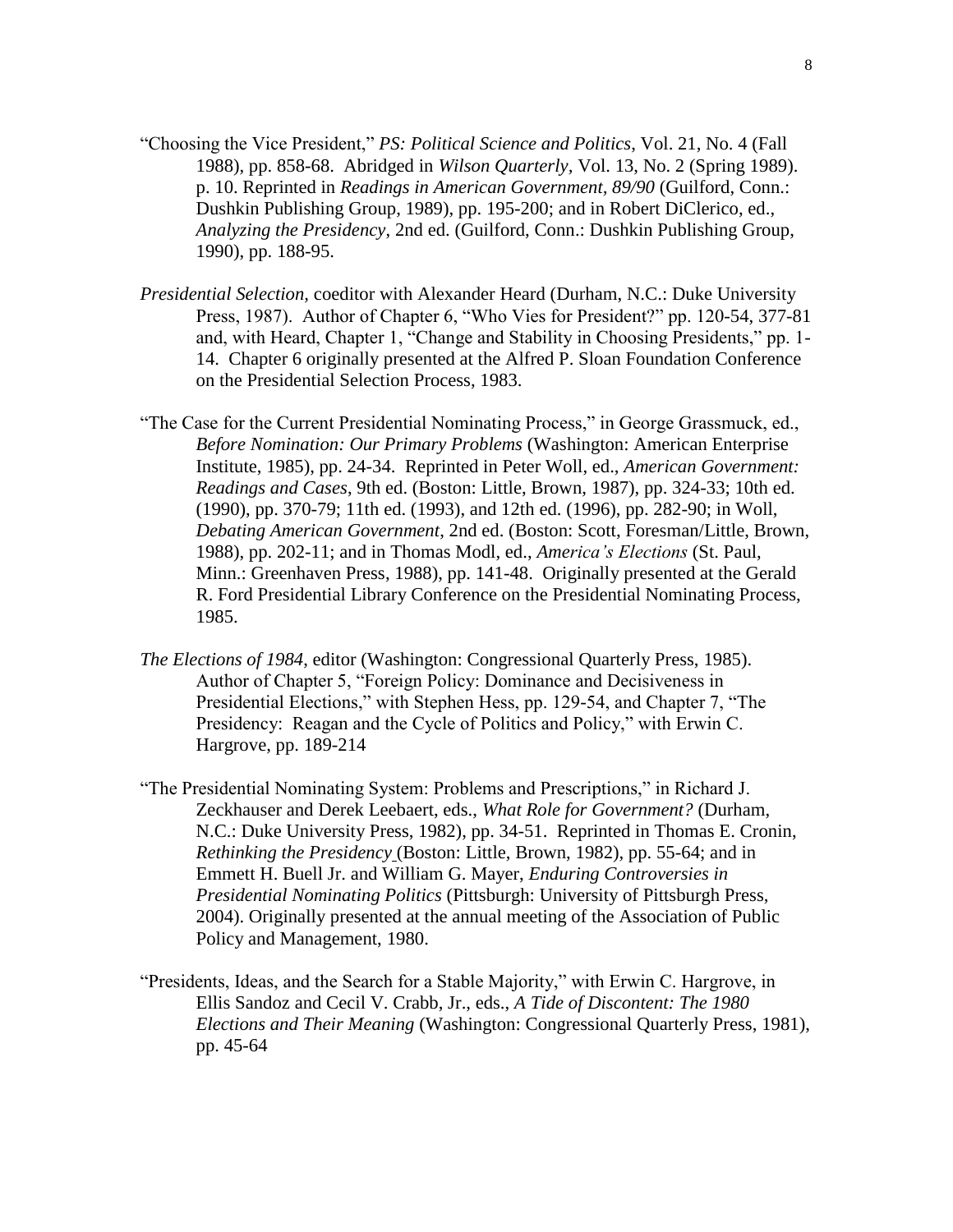"Choosing the Vice President," *PS: Political Science and Politics*, Vol. 21, No. 4 (Fall 1988), pp. 858-68. Abridged in *Wilson Quarterly*, Vol. 13, No. 2 (Spring 1989). p. 10. Reprinted in *Readings in American Government, 89/90* (Guilford, Conn.: Dushkin Publishing Group, 1989), pp. 195-200; and in Robert DiClerico, ed., *Analyzing the Presidency*, 2nd ed. (Guilford, Conn.: Dushkin Publishing Group, 1990), pp. 188-95.

*Presidential Selection*, coeditor with Alexander Heard (Durham, N.C.: Duke University Press, 1987). Author of Chapter 6, "Who Vies for President?" pp. 120-54, 377-81 and, with Heard, Chapter 1, "Change and Stability in Choosing Presidents," pp. 1-14. Chapter 6 originally presented at the Alfred P. Sloan Foundation Conference on the Presidential Selection Process, 1983.

"The Case for the Current Presidential Nominating Process," in George Grassmuck, ed., *Before Nomination: Our Primary Problems* (Washington: American Enterprise Institute, 1985), pp. 24-34. Reprinted in Peter Woll, ed., *American Government: Readings and Cases*, 9th ed. (Boston: Little, Brown, 1987), pp. 324-33; 10th ed. (1990), pp. 370-79; 11th ed. (1993), and 12th ed. (1996), pp. 282-90; in Woll, *Debating American Government*, 2nd ed. (Boston: Scott, Foresman/Little, Brown, 1988), pp. 202-11; and in Thomas Modl, ed., *America's Elections* (St. Paul, Minn.: Greenhaven Press, 1988), pp. 141-48. Originally presented at the Gerald R. Ford Presidential Library Conference on the Presidential Nominating Process, 1985.

*The Elections of 1984*, editor (Washington: Congressional Quarterly Press, 1985). Author of Chapter 5, "Foreign Policy: Dominance and Decisiveness in Presidential Elections," with Stephen Hess, pp. 129-54, and Chapter 7, "The Presidency: Reagan and the Cycle of Politics and Policy," with Erwin C. Hargrove, pp. 189-214

"The Presidential Nominating System: Problems and Prescriptions," in Richard J. Zeckhauser and Derek Leebaert, eds., *What Role for Government?* (Durham, N.C.: Duke University Press, 1982), pp. 34-51. Reprinted in Thomas E. Cronin, *Rethinking the Presidency* (Boston: Little, Brown, 1982), pp. 55-64; and in Emmett H. Buell Jr. and William G. Mayer, *Enduring Controversies in Presidential Nominating Politics* (Pittsburgh: University of Pittsburgh Press, 2004). Originally presented at the annual meeting of the Association of Public Policy and Management, 1980.

"Presidents, Ideas, and the Search for a Stable Majority," with Erwin C. Hargrove, in Ellis Sandoz and Cecil V. Crabb, Jr., eds., *A Tide of Discontent: The 1980 Elections and Their Meaning* (Washington: Congressional Quarterly Press, 1981), pp. 45-64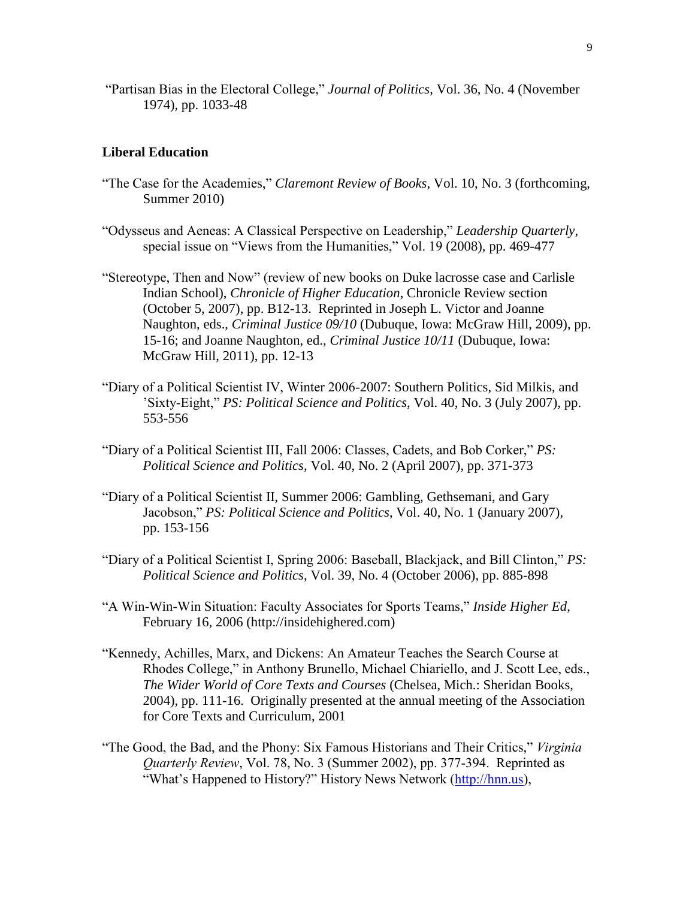"Partisan Bias in the Electoral College," *Journal of Politics*, Vol. 36, No. 4 (November 1974), pp. 1033-48

**Liberal Education**

"The Case for the Academies," *Claremont Review of Books*, Vol. 10, No. 3 (forthcoming, Summer 2010)

"Odysseus and Aeneas: A Classical Perspective on Leadership," *Leadership Quarterly*, special issue on "Views from the Humanities," Vol. 19 (2008), pp. 469-477

"Stereotype, Then and Now" (review of new books on Duke lacrosse case and Carlisle Indian School), *Chronicle of Higher Education*, Chronicle Review section (October 5, 2007), pp. B12-13. Reprinted in Joseph L. Victor and Joanne Naughton, eds., *Criminal Justice 09/10* (Dubuque, Iowa: McGraw Hill, 2009), pp. 15-16; and Joanne Naughton, ed., *Criminal Justice 10/11* (Dubuque, Iowa: McGraw Hill, 2011), pp. 12-13

"Diary of a Political Scientist IV, Winter 2006-2007: Southern Politics, Sid Milkis, and 'Sixty-Eight," *PS: Political Science and Politics*, Vol. 40, No. 3 (July 2007), pp. 553-556

"Diary of a Political Scientist III, Fall 2006: Classes, Cadets, and Bob Corker," *PS: Political Science and Politics*, Vol. 40, No. 2 (April 2007), pp. 371-373

"Diary of a Political Scientist II, Summer 2006: Gambling, Gethsemani, and Gary Jacobson," *PS: Political Science and Politics*, Vol. 40, No. 1 (January 2007), pp. 153-156

"Diary of a Political Scientist I, Spring 2006: Baseball, Blackjack, and Bill Clinton," *PS: Political Science and Politics*, Vol. 39, No. 4 (October 2006), pp. 885-898

"A Win-Win-Win Situation: Faculty Associates for Sports Teams," *Inside Higher Ed*, February 16, 2006 (http://insidehighered.com)

"Kennedy, Achilles, Marx, and Dickens: An Amateur Teaches the Search Course at Rhodes College," in Anthony Brunello, Michael Chiariello, and J. Scott Lee, eds., *The Wider World of Core Texts and Courses* (Chelsea, Mich.: Sheridan Books, 2004), pp. 111-16. Originally presented at the annual meeting of the Association for Core Texts and Curriculum, 2001

"The Good, the Bad, and the Phony: Six Famous Historians and Their Critics," *Virginia Quarterly Review*, Vol. 78, No. 3 (Summer 2002), pp. 377-394. Reprinted as "What's Happened to History?" History News Network (http://hnn.us),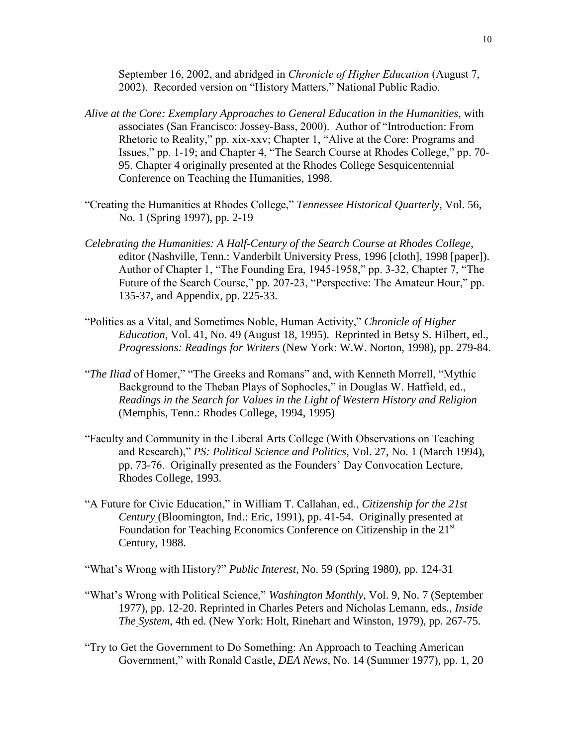September 16, 2002, and abridged in *Chronicle of Higher Education* (August 7, 2002). Recorded version on "History Matters," National Public Radio.

*Alive at the Core: Exemplary Approaches to General Education in the Humanities*, with associates (San Francisco: Jossey-Bass, 2000). Author of "Introduction: From Rhetoric to Reality," pp. xix-xxv; Chapter 1, "Alive at the Core: Programs and Issues," pp. 1-19; and Chapter 4, "The Search Course at Rhodes College," pp. 70-95. Chapter 4 originally presented at the Rhodes College Sesquicentennial Conference on Teaching the Humanities, 1998.

"Creating the Humanities at Rhodes College," *Tennessee Historical Quarterly*, Vol. 56, No. 1 (Spring 1997), pp. 2-19

*Celebrating the Humanities: A Half-Century of the Search Course at Rhodes College*, editor (Nashville, Tenn.: Vanderbilt University Press, 1996 [cloth], 1998 [paper]). Author of Chapter 1, "The Founding Era, 1945-1958," pp. 3-32, Chapter 7, "The Future of the Search Course," pp. 207-23, "Perspective: The Amateur Hour," pp. 135-37, and Appendix, pp. 225-33.

"Politics as a Vital, and Sometimes Noble, Human Activity," *Chronicle of Higher Education*, Vol. 41, No. 49 (August 18, 1995). Reprinted in Betsy S. Hilbert, ed., *Progressions: Readings for Writers* (New York: W.W. Norton, 1998), pp. 279-84.

"*The Iliad* of Homer," "The Greeks and Romans" and, with Kenneth Morrell, "Mythic Background to the Theban Plays of Sophocles," in Douglas W. Hatfield, ed., *Readings in the Search for Values in the Light of Western History and Religion* (Memphis, Tenn.: Rhodes College, 1994, 1995)

"Faculty and Community in the Liberal Arts College (With Observations on Teaching and Research)," *PS: Political Science and Politics*, Vol. 27, No. 1 (March 1994), pp. 73-76. Originally presented as the Founders' Day Convocation Lecture, Rhodes College, 1993.

"A Future for Civic Education," in William T. Callahan, ed., *Citizenship for the 21st Century* (Bloomington, Ind.: Eric, 1991), pp. 41-54. Originally presented at Foundation for Teaching Economics Conference on Citizenship in the 21st Century, 1988.

"What's Wrong with History?" *Public Interest*, No. 59 (Spring 1980), pp. 124-31

"What's Wrong with Political Science," *Washington Monthly*, Vol. 9, No. 7 (September 1977), pp. 12-20. Reprinted in Charles Peters and Nicholas Lemann, eds., *Inside The System*, 4th ed. (New York: Holt, Rinehart and Winston, 1979), pp. 267-75.

"Try to Get the Government to Do Something: An Approach to Teaching American Government," with Ronald Castle, *DEA News*, No. 14 (Summer 1977), pp. 1, 20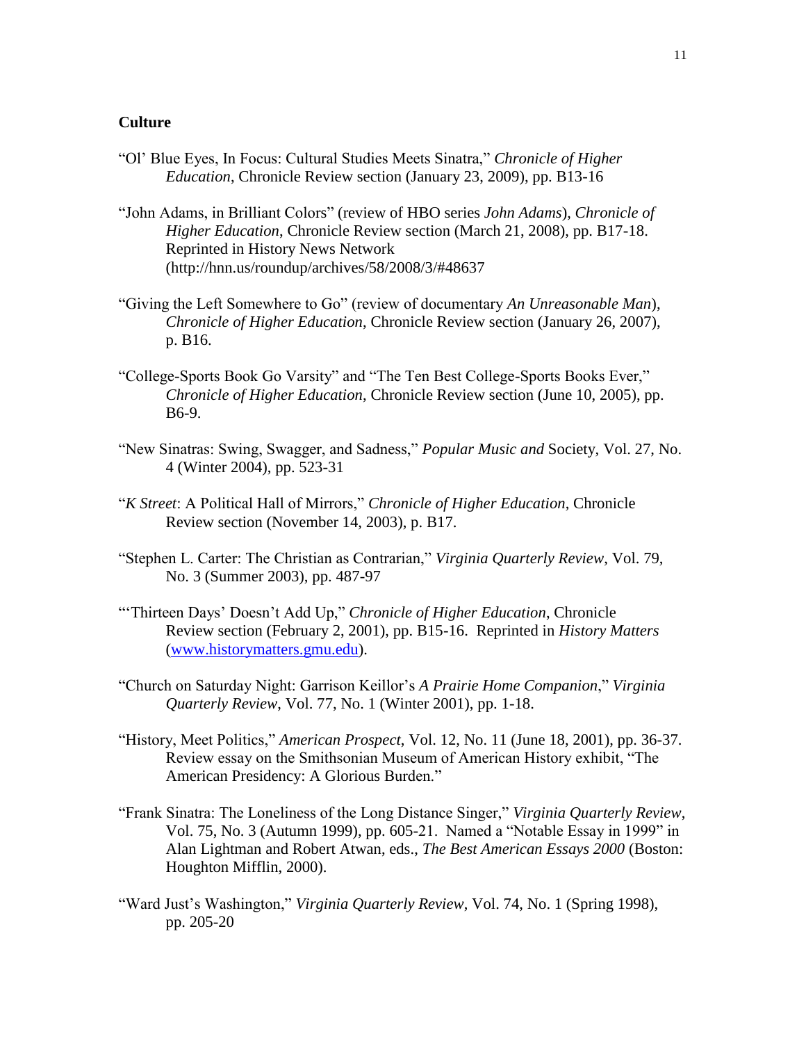**Culture**

"Ol' Blue Eyes, In Focus: Cultural Studies Meets Sinatra," *Chronicle of Higher Education*, Chronicle Review section (January 23, 2009), pp. B13-16

"John Adams, in Brilliant Colors" (review of HBO series *John Adams*), *Chronicle of Higher Education*, Chronicle Review section (March 21, 2008), pp. B17-18. Reprinted in History News Network (http://hnn.us/roundup/archives/58/2008/3/#48637

"Giving the Left Somewhere to Go" (review of documentary *An Unreasonable Man*), *Chronicle of Higher Education*, Chronicle Review section (January 26, 2007), p. B16.

"College-Sports Book Go Varsity" and "The Ten Best College-Sports Books Ever," *Chronicle of Higher Education*, Chronicle Review section (June 10, 2005), pp. B6-9.

"New Sinatras: Swing, Swagger, and Sadness," *Popular Music and* Society, Vol. 27, No. 4 (Winter 2004), pp. 523-31

"*K Street*: A Political Hall of Mirrors," *Chronicle of Higher Education*, Chronicle Review section (November 14, 2003), p. B17.

"Stephen L. Carter: The Christian as Contrarian," *Virginia Quarterly Review*, Vol. 79, No. 3 (Summer 2003), pp. 487-97

"'Thirteen Days' Doesn't Add Up," *Chronicle of Higher Education*, Chronicle Review section (February 2, 2001), pp. B15-16. Reprinted in *History Matters* (www.historymatters.gmu.edu).

"Church on Saturday Night: Garrison Keillor's *A Prairie Home Companion*," *Virginia Quarterly Review*, Vol. 77, No. 1 (Winter 2001), pp. 1-18.

"History, Meet Politics," *American Prospect*, Vol. 12, No. 11 (June 18, 2001), pp. 36-37. Review essay on the Smithsonian Museum of American History exhibit, "The American Presidency: A Glorious Burden."

"Frank Sinatra: The Loneliness of the Long Distance Singer," *Virginia Quarterly Review*, Vol. 75, No. 3 (Autumn 1999), pp. 605-21. Named a "Notable Essay in 1999" in Alan Lightman and Robert Atwan, eds., *The Best American Essays 2000* (Boston: Houghton Mifflin, 2000).

"Ward Just's Washington," *Virginia Quarterly Review*, Vol. 74, No. 1 (Spring 1998), pp. 205-20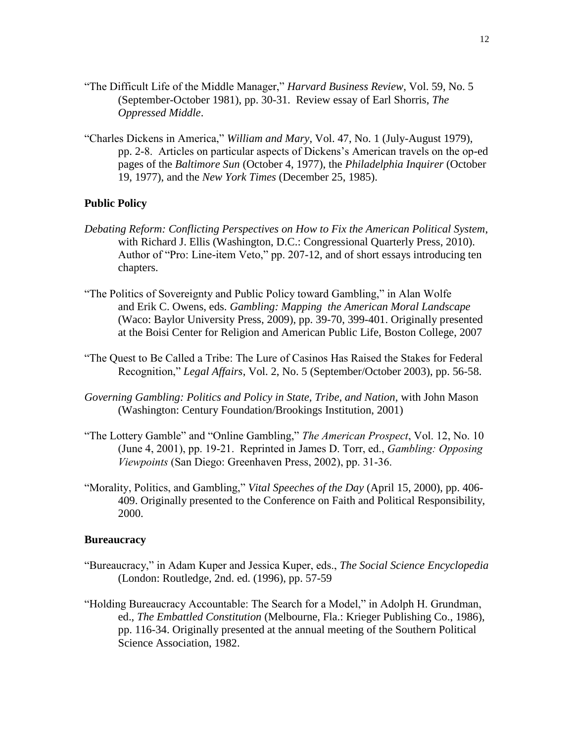"The Difficult Life of the Middle Manager," *Harvard Business Review*, Vol. 59, No. 5 (September-October 1981), pp. 30-31. Review essay of Earl Shorris, *The Oppressed Middle*.

"Charles Dickens in America," *William and Mary*, Vol. 47, No. 1 (July-August 1979), pp. 2-8. Articles on particular aspects of Dickens's American travels on the op-ed pages of the *Baltimore Sun* (October 4, 1977), the *Philadelphia Inquirer* (October 19, 1977), and the *New York Times* (December 25, 1985).

**Public Policy**

*Debating Reform: Conflicting Perspectives on How to Fix the American Political System*, with Richard J. Ellis (Washington, D.C.: Congressional Quarterly Press, 2010). Author of "Pro: Line-item Veto," pp. 207-12, and of short essays introducing ten chapters.

"The Politics of Sovereignty and Public Policy toward Gambling," in Alan Wolfe and Erik C. Owens, eds. *Gambling: Mapping the American Moral Landscape* (Waco: Baylor University Press, 2009), pp. 39-70, 399-401. Originally presented at the Boisi Center for Religion and American Public Life, Boston College, 2007

"The Quest to Be Called a Tribe: The Lure of Casinos Has Raised the Stakes for Federal Recognition," *Legal Affairs*, Vol. 2, No. 5 (September/October 2003), pp. 56-58.

*Governing Gambling: Politics and Policy in State, Tribe, and Nation*, with John Mason (Washington: Century Foundation/Brookings Institution, 2001)

"The Lottery Gamble" and "Online Gambling," *The American Prospect*, Vol. 12, No. 10 (June 4, 2001), pp. 19-21. Reprinted in James D. Torr, ed., *Gambling: Opposing Viewpoints* (San Diego: Greenhaven Press, 2002), pp. 31-36.

"Morality, Politics, and Gambling," *Vital Speeches of the Day* (April 15, 2000), pp. 406-409. Originally presented to the Conference on Faith and Political Responsibility, 2000.

**Bureaucracy**

"Bureaucracy," in Adam Kuper and Jessica Kuper, eds., *The Social Science Encyclopedia* (London: Routledge, 2nd. ed. (1996), pp. 57-59

"Holding Bureaucracy Accountable: The Search for a Model," in Adolph H. Grundman, ed., *The Embattled Constitution* (Melbourne, Fla.: Krieger Publishing Co., 1986), pp. 116-34. Originally presented at the annual meeting of the Southern Political Science Association, 1982.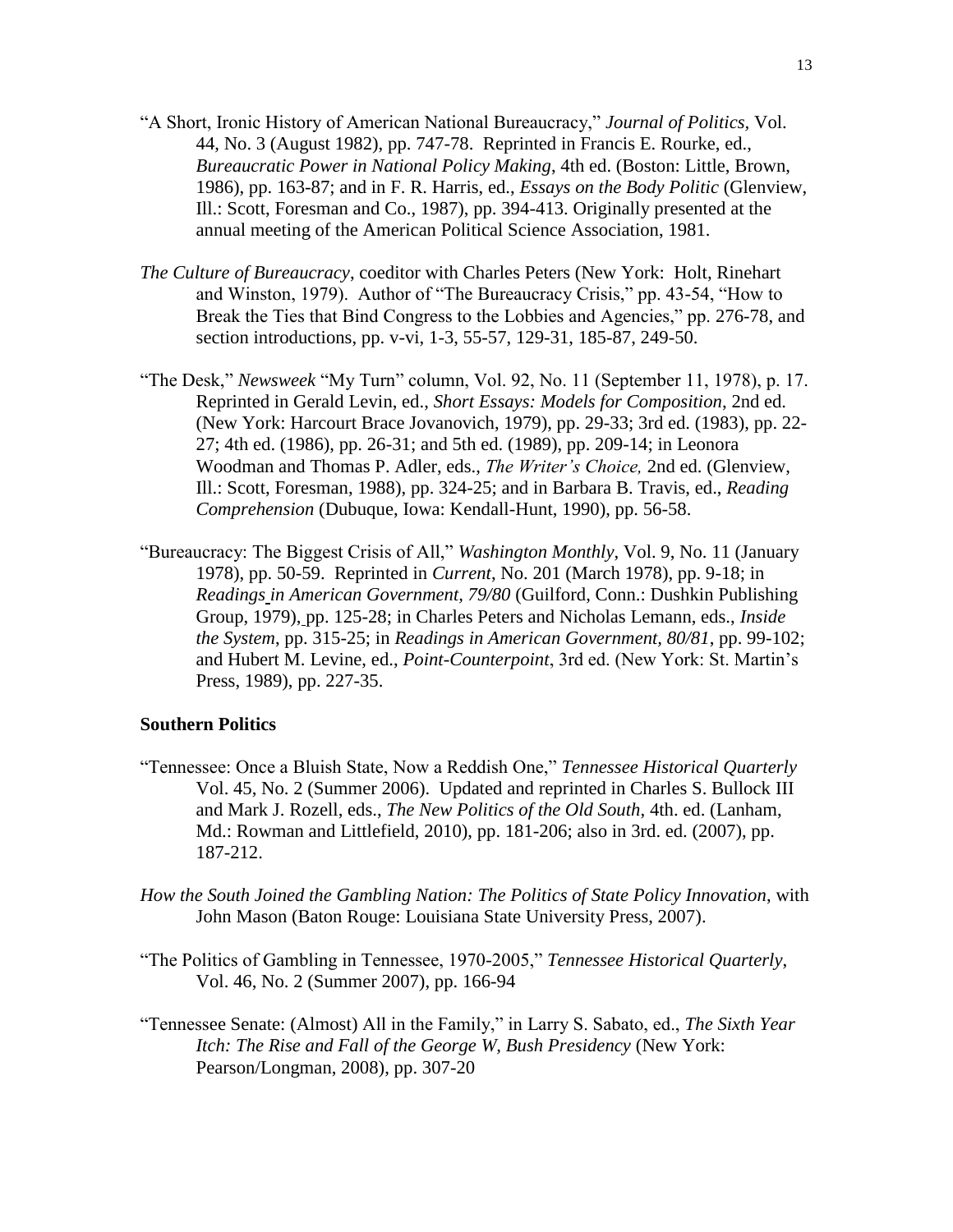"A Short, Ironic History of American National Bureaucracy," *Journal of Politics*, Vol. 44, No. 3 (August 1982), pp. 747-78. Reprinted in Francis E. Rourke, ed., *Bureaucratic Power in National Policy Making*, 4th ed. (Boston: Little, Brown, 1986), pp. 163-87; and in F. R. Harris, ed., *Essays on the Body Politic* (Glenview, Ill.: Scott, Foresman and Co., 1987), pp. 394-413. Originally presented at the annual meeting of the American Political Science Association, 1981.

*The Culture of Bureaucracy*, coeditor with Charles Peters (New York: Holt, Rinehart and Winston, 1979). Author of "The Bureaucracy Crisis," pp. 43-54, "How to Break the Ties that Bind Congress to the Lobbies and Agencies," pp. 276-78, and section introductions, pp. v-vi, 1-3, 55-57, 129-31, 185-87, 249-50.

"The Desk," *Newsweek* "My Turn" column, Vol. 92, No. 11 (September 11, 1978), p. 17. Reprinted in Gerald Levin, ed., *Short Essays: Models for Composition*, 2nd ed. (New York: Harcourt Brace Jovanovich, 1979), pp. 29-33; 3rd ed. (1983), pp. 22-27; 4th ed. (1986), pp. 26-31; and 5th ed. (1989), pp. 209-14; in Leonora Woodman and Thomas P. Adler, eds., *The Writer's Choice,* 2nd ed. (Glenview, Ill.: Scott, Foresman, 1988), pp. 324-25; and in Barbara B. Travis, ed., *Reading Comprehension* (Dubuque, Iowa: Kendall-Hunt, 1990), pp. 56-58.

"Bureaucracy: The Biggest Crisis of All," *Washington Monthly*, Vol. 9, No. 11 (January 1978), pp. 50-59. Reprinted in *Current*, No. 201 (March 1978), pp. 9-18; in *Readings in American Government, 79/80* (Guilford, Conn.: Dushkin Publishing Group, 1979), pp. 125-28; in Charles Peters and Nicholas Lemann, eds., *Inside the System*, pp. 315-25; in *Readings in American Government, 80/81*, pp. 99-102; and Hubert M. Levine, ed., *Point-Counterpoint*, 3rd ed. (New York: St. Martin's Press, 1989), pp. 227-35.

**Southern Politics**

"Tennessee: Once a Bluish State, Now a Reddish One," *Tennessee Historical Quarterly* Vol. 45, No. 2 (Summer 2006). Updated and reprinted in Charles S. Bullock III and Mark J. Rozell, eds., *The New Politics of the Old South*, 4th. ed. (Lanham, Md.: Rowman and Littlefield, 2010), pp. 181-206; also in 3rd. ed. (2007), pp. 187-212.

*How the South Joined the Gambling Nation: The Politics of State Policy Innovation*, with John Mason (Baton Rouge: Louisiana State University Press, 2007).

"The Politics of Gambling in Tennessee, 1970-2005," *Tennessee Historical Quarterly*, Vol. 46, No. 2 (Summer 2007), pp. 166-94

"Tennessee Senate: (Almost) All in the Family," in Larry S. Sabato, ed., *The Sixth Year Itch: The Rise and Fall of the George W, Bush Presidency* (New York: Pearson/Longman, 2008), pp. 307-20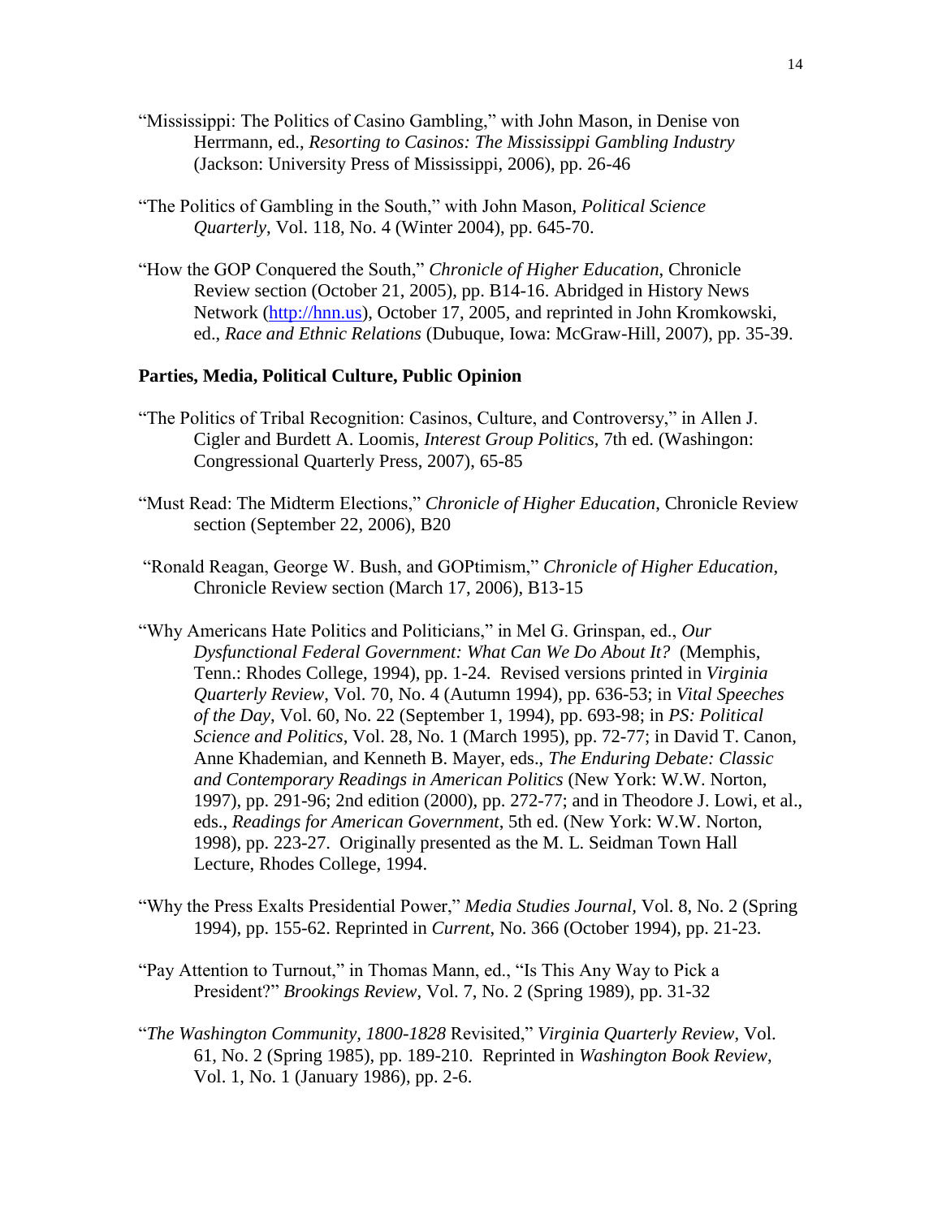"Mississippi: The Politics of Casino Gambling," with John Mason, in Denise von Herrmann, ed., *Resorting to Casinos: The Mississippi Gambling Industry* (Jackson: University Press of Mississippi, 2006), pp. 26-46

"The Politics of Gambling in the South," with John Mason, *Political Science Quarterly*, Vol. 118, No. 4 (Winter 2004), pp. 645-70.

"How the GOP Conquered the South," *Chronicle of Higher Education*, Chronicle Review section (October 21, 2005), pp. B14-16. Abridged in History News Network (http://hnn.us), October 17, 2005, and reprinted in John Kromkowski, ed., *Race and Ethnic Relations* (Dubuque, Iowa: McGraw-Hill, 2007), pp. 35-39.

**Parties, Media, Political Culture, Public Opinion**

"The Politics of Tribal Recognition: Casinos, Culture, and Controversy," in Allen J. Cigler and Burdett A. Loomis, *Interest Group Politics*, 7th ed. (Washingon: Congressional Quarterly Press, 2007), 65-85

"Must Read: The Midterm Elections," *Chronicle of Higher Education*, Chronicle Review section (September 22, 2006), B20

"Ronald Reagan, George W. Bush, and GOPtimism," *Chronicle of Higher Education*, Chronicle Review section (March 17, 2006), B13-15

"Why Americans Hate Politics and Politicians," in Mel G. Grinspan, ed., *Our Dysfunctional Federal Government: What Can We Do About It?* (Memphis, Tenn.: Rhodes College, 1994), pp. 1-24. Revised versions printed in *Virginia Quarterly Review*, Vol. 70, No. 4 (Autumn 1994), pp. 636-53; in *Vital Speeches of the Day*, Vol. 60, No. 22 (September 1, 1994), pp. 693-98; in *PS: Political Science and Politics*, Vol. 28, No. 1 (March 1995), pp. 72-77; in David T. Canon, Anne Khademian, and Kenneth B. Mayer, eds., *The Enduring Debate: Classic and Contemporary Readings in American Politics* (New York: W.W. Norton, 1997), pp. 291-96; 2nd edition (2000), pp. 272-77; and in Theodore J. Lowi, et al., eds., *Readings for American Government*, 5th ed. (New York: W.W. Norton, 1998), pp. 223-27. Originally presented as the M. L. Seidman Town Hall Lecture, Rhodes College, 1994.

"Why the Press Exalts Presidential Power," *Media Studies Journal*, Vol. 8, No. 2 (Spring 1994), pp. 155-62. Reprinted in *Current*, No. 366 (October 1994), pp. 21-23.

"Pay Attention to Turnout," in Thomas Mann, ed., "Is This Any Way to Pick a President?" *Brookings Review*, Vol. 7, No. 2 (Spring 1989), pp. 31-32

"*The Washington Community, 1800-1828* Revisited," *Virginia Quarterly Review*, Vol. 61, No. 2 (Spring 1985), pp. 189-210. Reprinted in *Washington Book Review*, Vol. 1, No. 1 (January 1986), pp. 2-6.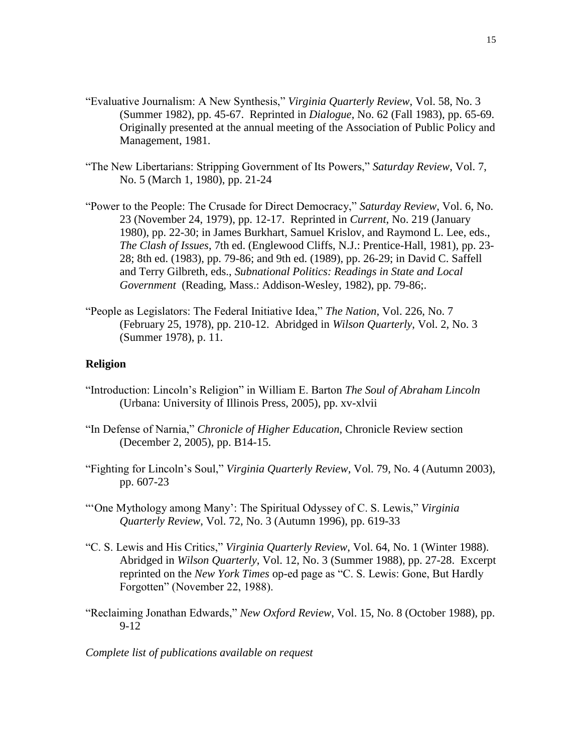"Evaluative Journalism: A New Synthesis," *Virginia Quarterly Review*, Vol. 58, No. 3 (Summer 1982), pp. 45-67. Reprinted in *Dialogue*, No. 62 (Fall 1983), pp. 65-69. Originally presented at the annual meeting of the Association of Public Policy and Management, 1981.

"The New Libertarians: Stripping Government of Its Powers," *Saturday Review*, Vol. 7, No. 5 (March 1, 1980), pp. 21-24

"Power to the People: The Crusade for Direct Democracy," *Saturday Review*, Vol. 6, No. 23 (November 24, 1979), pp. 12-17. Reprinted in *Current*, No. 219 (January 1980), pp. 22-30; in James Burkhart, Samuel Krislov, and Raymond L. Lee, eds., *The Clash of Issues*, 7th ed. (Englewood Cliffs, N.J.: Prentice-Hall, 1981), pp. 23-28; 8th ed. (1983), pp. 79-86; and 9th ed. (1989), pp. 26-29; in David C. Saffell and Terry Gilbreth, eds., *Subnational Politics: Readings in State and Local Government* (Reading, Mass.: Addison-Wesley, 1982), pp. 79-86;.

"People as Legislators: The Federal Initiative Idea," *The Nation*, Vol. 226, No. 7 (February 25, 1978), pp. 210-12. Abridged in *Wilson Quarterly*, Vol. 2, No. 3 (Summer 1978), p. 11.

**Religion**

"Introduction: Lincoln's Religion" in William E. Barton *The Soul of Abraham Lincoln* (Urbana: University of Illinois Press, 2005), pp. xv-xlvii

"In Defense of Narnia," *Chronicle of Higher Education*, Chronicle Review section (December 2, 2005), pp. B14-15.

"Fighting for Lincoln's Soul," *Virginia Quarterly Review*, Vol. 79, No. 4 (Autumn 2003), pp. 607-23

"'One Mythology among Many': The Spiritual Odyssey of C. S. Lewis," *Virginia Quarterly Review*, Vol. 72, No. 3 (Autumn 1996), pp. 619-33

"C. S. Lewis and His Critics," *Virginia Quarterly Review*, Vol. 64, No. 1 (Winter 1988). Abridged in *Wilson Quarterly*, Vol. 12, No. 3 (Summer 1988), pp. 27-28. Excerpt reprinted on the *New York Times* op-ed page as "C. S. Lewis: Gone, But Hardly Forgotten" (November 22, 1988).

"Reclaiming Jonathan Edwards," *New Oxford Review*, Vol. 15, No. 8 (October 1988), pp. 9-12

*Complete list of publications available on request*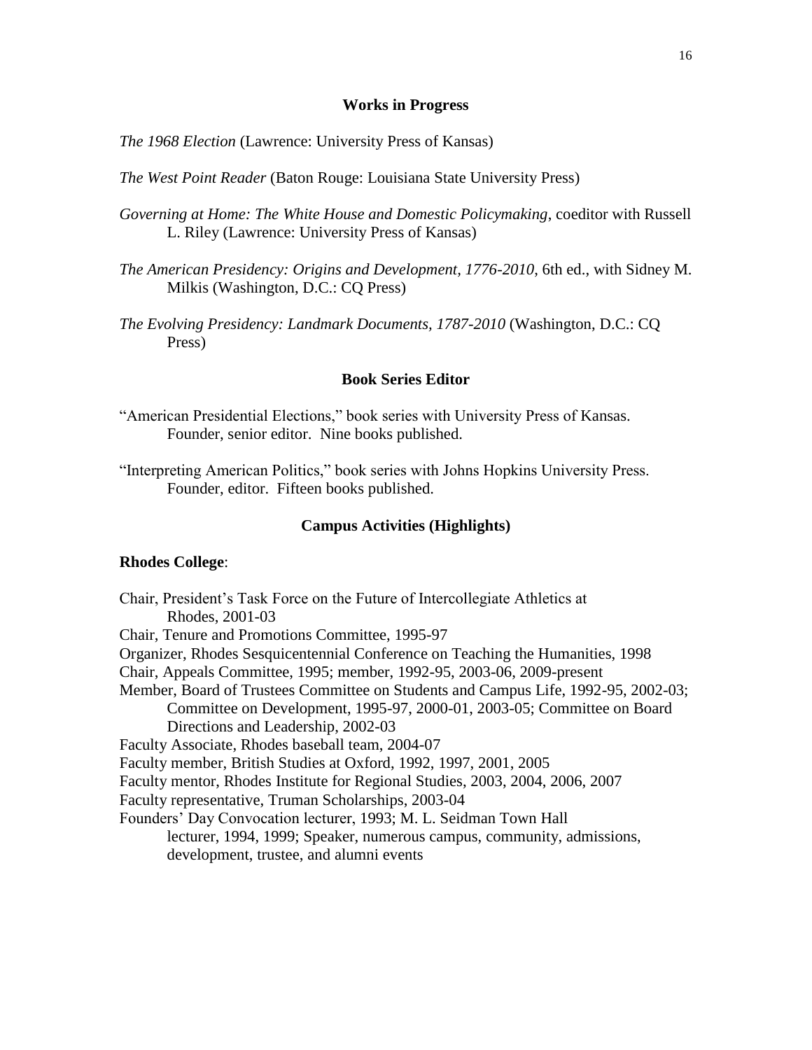## Works in Progress

*The 1968 Election* (Lawrence: University Press of Kansas)

*The West Point Reader* (Baton Rouge: Louisiana State University Press)

*Governing at Home: The White House and Domestic Policymaking*, coeditor with Russell L. Riley (Lawrence: University Press of Kansas)

*The American Presidency: Origins and Development, 1776-2010*, 6th ed., with Sidney M. Milkis (Washington, D.C.: CQ Press)

*The Evolving Presidency: Landmark Documents, 1787-2010* (Washington, D.C.: CQ Press)

## Book Series Editor

"American Presidential Elections," book series with University Press of Kansas. Founder, senior editor. Nine books published.

"Interpreting American Politics," book series with Johns Hopkins University Press. Founder, editor. Fifteen books published.

## Campus Activities (Highlights)

**Rhodes College**:

Chair, President's Task Force on the Future of Intercollegiate Athletics at Rhodes, 2001-03
Chair, Tenure and Promotions Committee, 1995-97
Organizer, Rhodes Sesquicentennial Conference on Teaching the Humanities, 1998
Chair, Appeals Committee, 1995; member, 1992-95, 2003-06, 2009-present
Member, Board of Trustees Committee on Students and Campus Life, 1992-95, 2002-03; Committee on Development, 1995-97, 2000-01, 2003-05; Committee on Board Directions and Leadership, 2002-03
Faculty Associate, Rhodes baseball team, 2004-07
Faculty member, British Studies at Oxford, 1992, 1997, 2001, 2005
Faculty mentor, Rhodes Institute for Regional Studies, 2003, 2004, 2006, 2007
Faculty representative, Truman Scholarships, 2003-04
Founders' Day Convocation lecturer, 1993; M. L. Seidman Town Hall lecturer, 1994, 1999; Speaker, numerous campus, community, admissions, development, trustee, and alumni events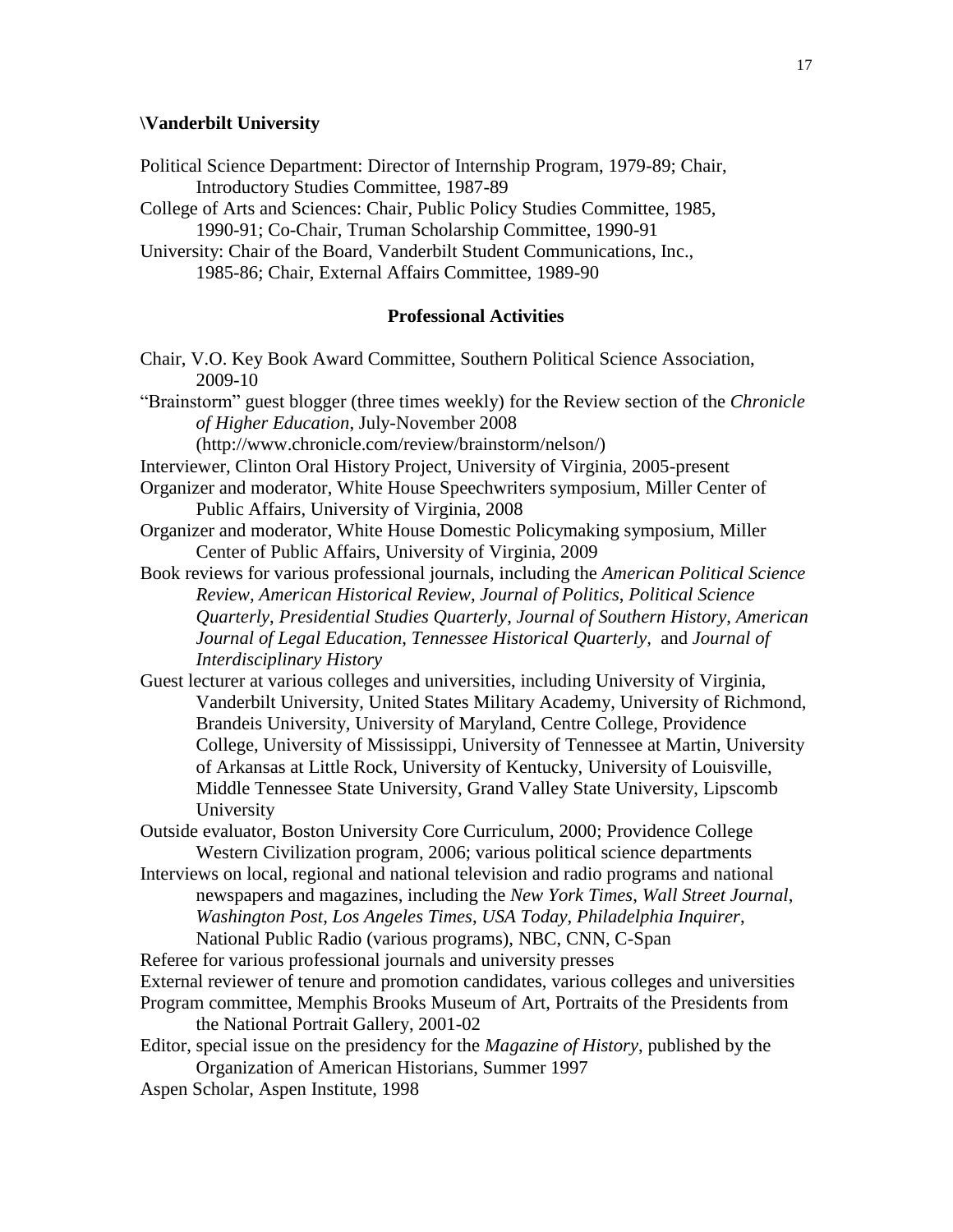**\Vanderbilt University**

Political Science Department: Director of Internship Program, 1979-89; Chair, Introductory Studies Committee, 1987-89

College of Arts and Sciences: Chair, Public Policy Studies Committee, 1985, 1990-91; Co-Chair, Truman Scholarship Committee, 1990-91

University: Chair of the Board, Vanderbilt Student Communications, Inc., 1985-86; Chair, External Affairs Committee, 1989-90

## Professional Activities

Chair, V.O. Key Book Award Committee, Southern Political Science Association, 2009-10

"Brainstorm" guest blogger (three times weekly) for the Review section of the *Chronicle of Higher Education*, July-November 2008 (http://www.chronicle.com/review/brainstorm/nelson/)

Interviewer, Clinton Oral History Project, University of Virginia, 2005-present

Organizer and moderator, White House Speechwriters symposium, Miller Center of Public Affairs, University of Virginia, 2008

Organizer and moderator, White House Domestic Policymaking symposium, Miller Center of Public Affairs, University of Virginia, 2009

Book reviews for various professional journals, including the *American Political Science Review*, *American Historical Review*, *Journal of Politics*, *Political Science Quarterly*, *Presidential Studies Quarterly*, *Journal of Southern History*, *American Journal of Legal Education*, *Tennessee Historical Quarterly*, and *Journal of Interdisciplinary History*

Guest lecturer at various colleges and universities, including University of Virginia, Vanderbilt University, United States Military Academy, University of Richmond, Brandeis University, University of Maryland, Centre College, Providence College, University of Mississippi, University of Tennessee at Martin, University of Arkansas at Little Rock, University of Kentucky, University of Louisville, Middle Tennessee State University, Grand Valley State University, Lipscomb University

Outside evaluator, Boston University Core Curriculum, 2000; Providence College Western Civilization program, 2006; various political science departments

Interviews on local, regional and national television and radio programs and national newspapers and magazines, including the *New York Times*, *Wall Street Journal*, *Washington Post*, *Los Angeles Times*, *USA Today*, *Philadelphia Inquirer*, National Public Radio (various programs), NBC, CNN, C-Span

Referee for various professional journals and university presses

External reviewer of tenure and promotion candidates, various colleges and universities

Program committee, Memphis Brooks Museum of Art, Portraits of the Presidents from the National Portrait Gallery, 2001-02

Editor, special issue on the presidency for the *Magazine of History*, published by the Organization of American Historians, Summer 1997

Aspen Scholar, Aspen Institute, 1998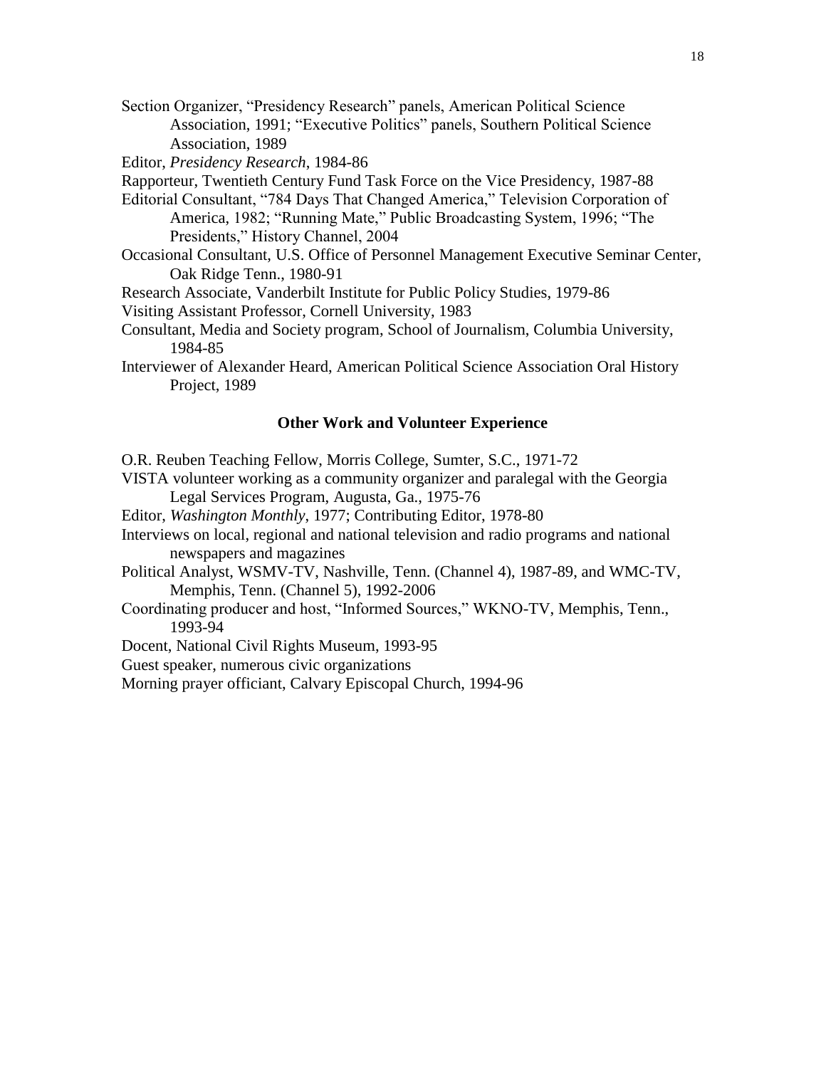Section Organizer, "Presidency Research" panels, American Political Science Association, 1991; "Executive Politics" panels, Southern Political Science Association, 1989

Editor, *Presidency Research*, 1984-86

Rapporteur, Twentieth Century Fund Task Force on the Vice Presidency, 1987-88

Editorial Consultant, "784 Days That Changed America," Television Corporation of America, 1982; "Running Mate," Public Broadcasting System, 1996; "The Presidents," History Channel, 2004

Occasional Consultant, U.S. Office of Personnel Management Executive Seminar Center, Oak Ridge Tenn., 1980-91

Research Associate, Vanderbilt Institute for Public Policy Studies, 1979-86

Visiting Assistant Professor, Cornell University, 1983

Consultant, Media and Society program, School of Journalism, Columbia University, 1984-85

Interviewer of Alexander Heard, American Political Science Association Oral History Project, 1989

### Other Work and Volunteer Experience

O.R. Reuben Teaching Fellow, Morris College, Sumter, S.C., 1971-72

VISTA volunteer working as a community organizer and paralegal with the Georgia Legal Services Program, Augusta, Ga., 1975-76

Editor, *Washington Monthly*, 1977; Contributing Editor, 1978-80

Interviews on local, regional and national television and radio programs and national newspapers and magazines

Political Analyst, WSMV-TV, Nashville, Tenn. (Channel 4), 1987-89, and WMC-TV, Memphis, Tenn. (Channel 5), 1992-2006

Coordinating producer and host, "Informed Sources," WKNO-TV, Memphis, Tenn., 1993-94

Docent, National Civil Rights Museum, 1993-95

Guest speaker, numerous civic organizations

Morning prayer officiant, Calvary Episcopal Church, 1994-96